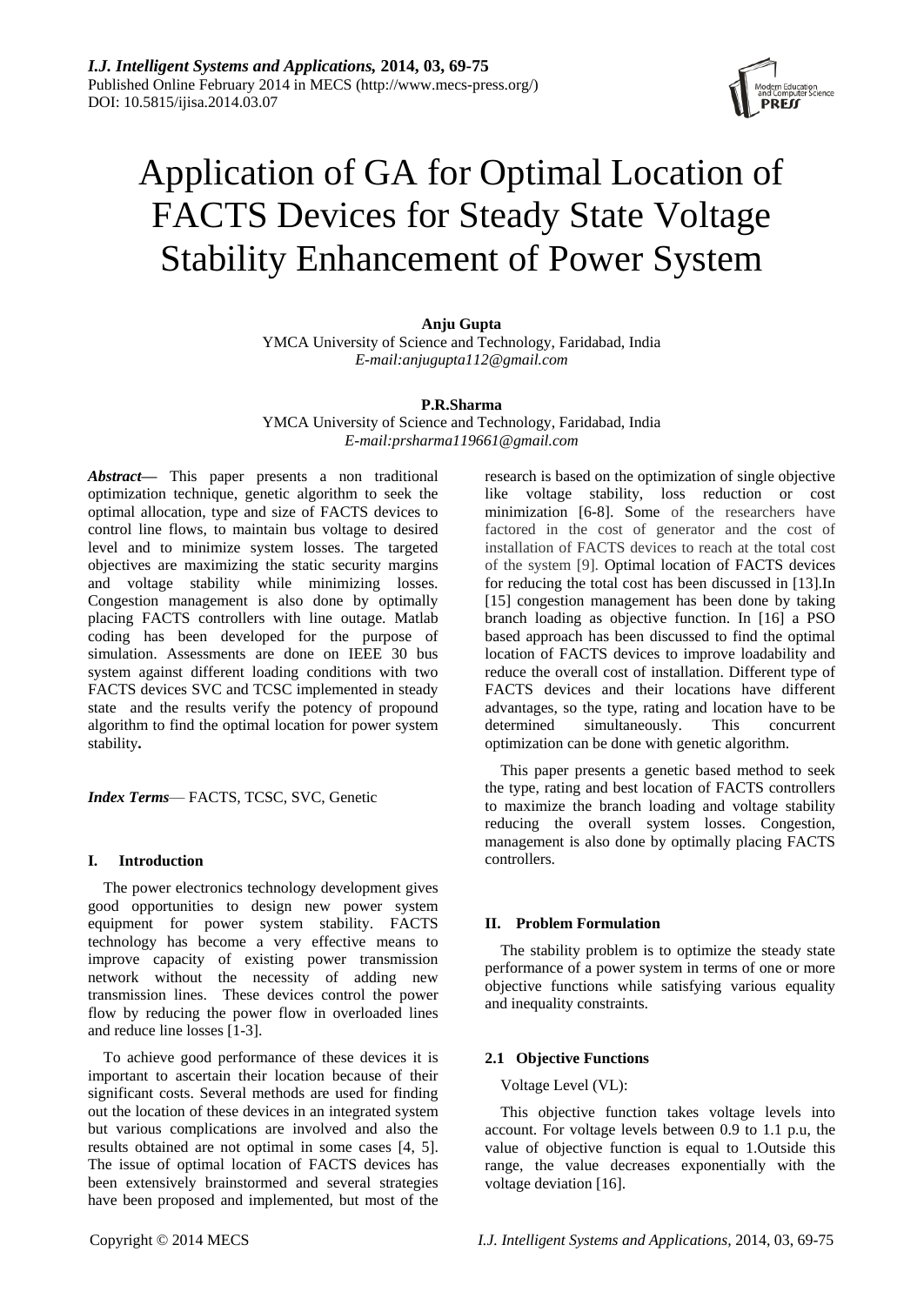# Application of GA for Optimal Location of FACTS Devices for Steady State Voltage Stability Enhancement of Power System

**Anju Gupta**
YMCA University of Science and Technology, Faridabad, India
*E-mail:anjugupta112@gmail.com*

**P.R.Sharma**
YMCA University of Science and Technology, Faridabad, India
*E-mail:prsharma119661@gmail.com*

***Abstract*—** This paper presents a non traditional optimization technique, genetic algorithm to seek the optimal allocation, type and size of FACTS devices to control line flows, to maintain bus voltage to desired level and to minimize system losses. The targeted objectives are maximizing the static security margins and voltage stability while minimizing losses. Congestion management is also done by optimally placing FACTS controllers with line outage. Matlab coding has been developed for the purpose of simulation. Assessments are done on IEEE 30 bus system against different loading conditions with two FACTS devices SVC and TCSC implemented in steady state and the results verify the potency of propound algorithm to find the optimal location for power system stability**.**

***Index Terms***— FACTS, TCSC, SVC, Genetic

## I. Introduction

The power electronics technology development gives good opportunities to design new power system equipment for power system stability. FACTS technology has become a very effective means to improve capacity of existing power transmission network without the necessity of adding new transmission lines. These devices control the power flow by reducing the power flow in overloaded lines and reduce line losses [1-3].

To achieve good performance of these devices it is important to ascertain their location because of their significant costs. Several methods are used for finding out the location of these devices in an integrated system but various complications are involved and also the results obtained are not optimal in some cases [4, 5]. The issue of optimal location of FACTS devices has been extensively brainstormed and several strategies have been proposed and implemented, but most of the research is based on the optimization of single objective like voltage stability, loss reduction or cost minimization [6-8]. Some of the researchers have factored in the cost of generator and the cost of installation of FACTS devices to reach at the total cost of the system [9]. Optimal location of FACTS devices for reducing the total cost has been discussed in [13].In [15] congestion management has been done by taking branch loading as objective function. In [16] a PSO based approach has been discussed to find the optimal location of FACTS devices to improve loadability and reduce the overall cost of installation. Different type of FACTS devices and their locations have different advantages, so the type, rating and location have to be determined simultaneously. This concurrent optimization can be done with genetic algorithm.

This paper presents a genetic based method to seek the type, rating and best location of FACTS controllers to maximize the branch loading and voltage stability reducing the overall system losses. Congestion, management is also done by optimally placing FACTS controllers.

## II. Problem Formulation

The stability problem is to optimize the steady state performance of a power system in terms of one or more objective functions while satisfying various equality and inequality constraints.

### 2.1 Objective Functions

Voltage Level (VL):

This objective function takes voltage levels into account. For voltage levels between 0.9 to 1.1 p.u, the value of objective function is equal to 1.Outside this range, the value decreases exponentially with the voltage deviation [16].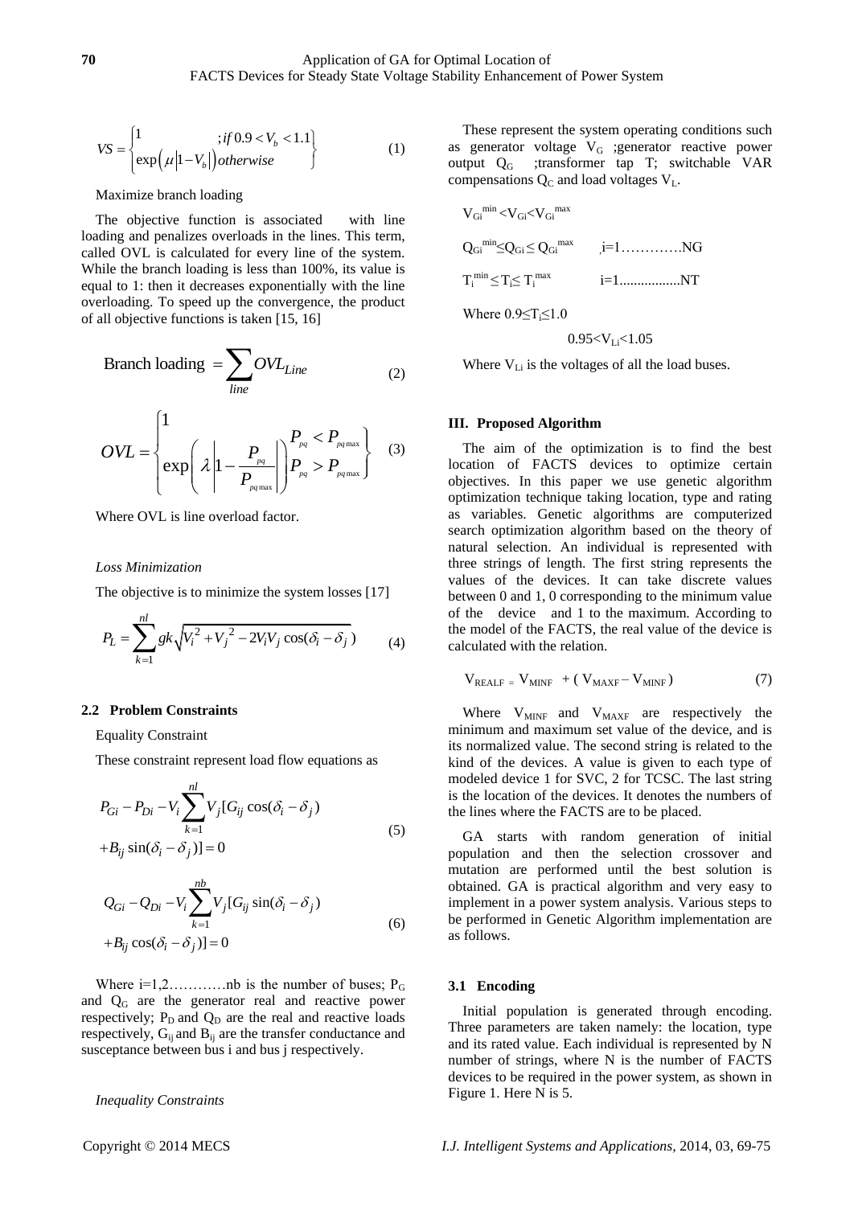$$VS = \begin{cases} 1 & ; if\ 0.9 < V_b < 1.1 \\ \exp\left(\mu\left|1 - V_b\right|\right) otherwise \end{cases} \quad (1)$$

Maximize branch loading

The objective function is associated with line loading and penalizes overloads in the lines. This term, called OVL is calculated for every line of the system. While the branch loading is less than 100%, its value is equal to 1: then it decreases exponentially with the line overloading. To speed up the convergence, the product of all objective functions is taken [15, 16]

$$\text{Branch loading } = \sum_{line} OVL_{Line} \quad (2)$$

$$OVL = \begin{cases} 1 & P_{pq} < P_{pq\max} \\ \exp\left(\lambda\left|1 - \frac{P_{pq}}{P_{pq\max}}\right|\right) & P_{pq} > P_{pq\max} \end{cases} \quad (3)$$

Where OVL is line overload factor.

*Loss Minimization*

The objective is to minimize the system losses [17]

$$P_L = \sum_{k=1}^{nl} gk\sqrt{V_i^2 + V_j^2 - 2V_iV_j\cos(\delta_i - \delta_j)} \quad (4)$$

### 2.2 Problem Constraints

Equality Constraint

These constraint represent load flow equations as

$$P_{Gi} - P_{Di} - V_i\sum_{k=1}^{nl} V_j[G_{ij}\cos(\delta_i - \delta_j) + B_{ij}\sin(\delta_i - \delta_j)] = 0 \quad (5)$$

$$Q_{Gi} - Q_{Di} - V_i\sum_{k=1}^{nb} V_j[G_{ij}\sin(\delta_i - \delta_j) + B_{ij}\cos(\delta_i - \delta_j)] = 0 \quad (6)$$

Where i=1,2…………nb is the number of buses; $P_G$ and $Q_G$ are the generator real and reactive power respectively; $P_D$ and $Q_D$ are the real and reactive loads respectively, $G_{ij}$ and $B_{ij}$ are the transfer conductance and susceptance between bus i and bus j respectively.

*Inequality Constraints*

These represent the system operating conditions such as generator voltage $V_G$ ;generator reactive power output $Q_G$ ;transformer tap T; switchable VAR compensations $Q_C$ and load voltages $V_L$.

$V_{Gi}^{min} < V_{Gi} < V_{Gi}^{max}$

$Q_{Gi}^{min} \leq Q_{Gi} \leq Q_{Gi}^{max}$ ,i=1………….NG

$T_i^{min} \leq T_i \leq T_i^{max}$ i=1................NT

Where $0.9 \leq T_i \leq 1.0$

$0.95 < V_{Li} < 1.05$

Where $V_{Li}$ is the voltages of all the load buses.

## III. Proposed Algorithm

The aim of the optimization is to find the best location of FACTS devices to optimize certain objectives. In this paper we use genetic algorithm optimization technique taking location, type and rating as variables. Genetic algorithms are computerized search optimization algorithm based on the theory of natural selection. An individual is represented with three strings of length. The first string represents the values of the devices. It can take discrete values between 0 and 1, 0 corresponding to the minimum value of the device and 1 to the maximum. According to the model of the FACTS, the real value of the device is calculated with the relation.

$$V_{REALF} = V_{MINF} + (V_{MAXF} - V_{MINF}) \quad (7)$$

Where $V_{MINF}$ and $V_{MAXF}$ are respectively the minimum and maximum set value of the device, and is its normalized value. The second string is related to the kind of the devices. A value is given to each type of modeled device 1 for SVC, 2 for TCSC. The last string is the location of the devices. It denotes the numbers of the lines where the FACTS are to be placed.

GA starts with random generation of initial population and then the selection crossover and mutation are performed until the best solution is obtained. GA is practical algorithm and very easy to implement in a power system analysis. Various steps to be performed in Genetic Algorithm implementation are as follows.

### 3.1 Encoding

Initial population is generated through encoding. Three parameters are taken namely: the location, type and its rated value. Each individual is represented by N number of strings, where N is the number of FACTS devices to be required in the power system, as shown in Figure 1. Here N is 5.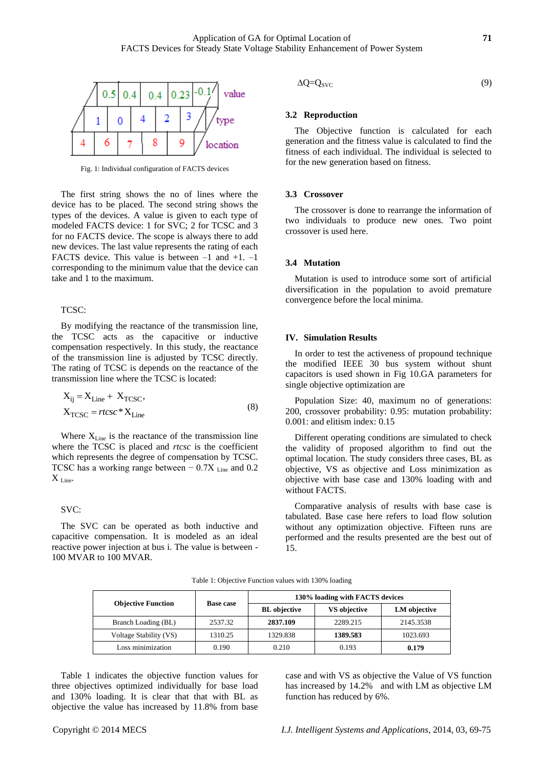| 0.5 | 0.4 | 0.4 | 0.23 | -0.1 | value |
|---|---|---|---|---|---|
| 1 | 0 | 4 | 2 | 3 | type |
| 4 | 6 | 7 | 8 | 9 | location |

Fig. 1: Individual configuration of FACTS devices

The first string shows the no of lines where the device has to be placed. The second string shows the types of the devices. A value is given to each type of modeled FACTS device: 1 for SVC; 2 for TCSC and 3 for no FACTS device. The scope is always there to add new devices. The last value represents the rating of each FACTS device. This value is between –1 and +1. –1 corresponding to the minimum value that the device can take and 1 to the maximum.

TCSC:

By modifying the reactance of the transmission line, the TCSC acts as the capacitive or inductive compensation respectively. In this study, the reactance of the transmission line is adjusted by TCSC directly. The rating of TCSC is depends on the reactance of the transmission line where the TCSC is located:

$$X_{ij} = X_{Line} + X_{TCSC},$$
$$X_{TCSC} = rtcsc * X_{Line} \tag{8}$$

Where $X_{Line}$ is the reactance of the transmission line where the TCSC is placed and *rtcsc* is the coefficient which represents the degree of compensation by TCSC. TCSC has a working range between $-0.7X_{Line}$ and $0.2X_{Line}$.

SVC:

The SVC can be operated as both inductive and capacitive compensation. It is modeled as an ideal reactive power injection at bus i. The value is between -100 MVAR to 100 MVAR.

$$\Delta Q = Q_{SVC} \tag{9}$$

### 3.2 Reproduction

The Objective function is calculated for each generation and the fitness value is calculated to find the fitness of each individual. The individual is selected to for the new generation based on fitness.

### 3.3 Crossover

The crossover is done to rearrange the information of two individuals to produce new ones. Two point crossover is used here.

### 3.4 Mutation

Mutation is used to introduce some sort of artificial diversification in the population to avoid premature convergence before the local minima.

## IV. Simulation Results

In order to test the activeness of propound technique the modified IEEE 30 bus system without shunt capacitors is used shown in Fig 10.GA parameters for single objective optimization are

Population Size: 40, maximum no of generations: 200, crossover probability: 0.95: mutation probability: 0.001: and elitism index: 0.15

Different operating conditions are simulated to check the validity of proposed algorithm to find out the optimal location. The study considers three cases, BL as objective, VS as objective and Loss minimization as objective with base case and 130% loading with and without FACTS.

Comparative analysis of results with base case is tabulated. Base case here refers to load flow solution without any optimization objective. Fifteen runs are performed and the results presented are the best out of 15.

Table 1: Objective Function values with 130% loading

| Objective Function | Base case | 130% loading with FACTS devices | | |
|---|---|---|---|---|
| | | BL objective | VS objective | LM objective |
| Branch Loading (BL) | 2537.32 | **2837.109** | 2289.215 | 2145.3538 |
| Voltage Stability (VS) | 1310.25 | 1329.838 | **1389.583** | 1023.693 |
| Loss minimization | 0.190 | 0.210 | 0.193 | **0.179** |

Table 1 indicates the objective function values for three objectives optimized individually for base load and 130% loading. It is clear that that with BL as objective the value has increased by 11.8% from base case and with VS as objective the Value of VS function has increased by 14.2% and with LM as objective LM function has reduced by 6%.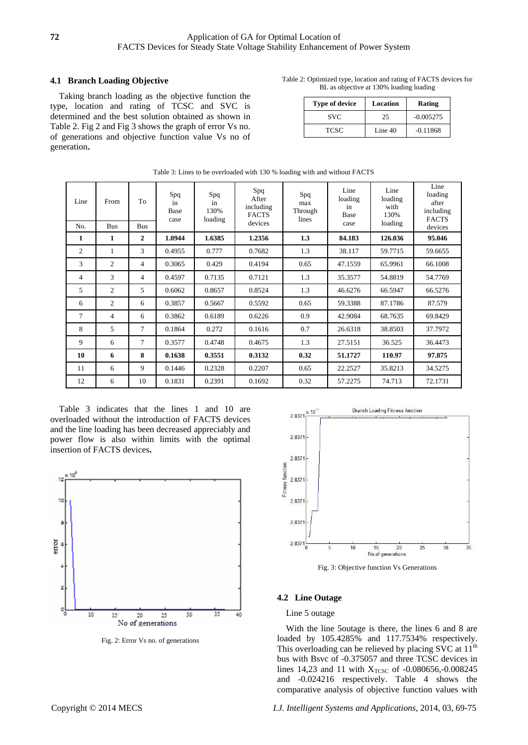### 4.1 Branch Loading Objective

Taking branch loading as the objective function the type, location and rating of TCSC and SVC is determined and the best solution obtained as shown in Table 2. Fig 2 and Fig 3 shows the graph of error Vs no. of generations and objective function value Vs no of generation**.**

Table 2: Optimized type, location and rating of FACTS devices for BL as objective at 130% loading loading

| Type of device | Location | Rating |
|---|---|---|
| SVC | 25 | -0.005275 |
| TCSC | Line 40 | -0.11868 |

Table 3: Lines to be overloaded with 130 % loading with and without FACTS

| Line No. | From Bus | To Bus | Spq in Base case | Spq in 130% loading | Spq After including FACTS devices | Spq max Through lines | Line loading in Base case | Line loading with 130% loading | Line loading after including FACTS devices |
|---|---|---|---|---|---|---|---|---|---|
| **1** | **1** | **2** | **1.0944** | **1.6385** | **1.2356** | **1.3** | **84.183** | **126.036** | **95.046** |
| 2 | 1 | 3 | 0.4955 | 0.777 | 0.7682 | 1.3 | 38.117 | 59.7715 | 59.6655 |
| 3 | 2 | 4 | 0.3065 | 0.429 | 0.4194 | 0.65 | 47.1559 | 65.9961 | 66.1008 |
| 4 | 3 | 4 | 0.4597 | 0.7135 | 0.7121 | 1.3 | 35.3577 | 54.8819 | 54.7769 |
| 5 | 2 | 5 | 0.6062 | 0.8657 | 0.8524 | 1.3 | 46.6276 | 66.5947 | 66.5276 |
| 6 | 2 | 6 | 0.3857 | 0.5667 | 0.5592 | 0.65 | 59.3388 | 87.1786 | 87.579 |
| 7 | 4 | 6 | 0.3862 | 0.6189 | 0.6226 | 0.9 | 42.9084 | 68.7635 | 69.8429 |
| 8 | 5 | 7 | 0.1864 | 0.272 | 0.1616 | 0.7 | 26.6318 | 38.8503 | 37.7972 |
| 9 | 6 | 7 | 0.3577 | 0.4748 | 0.4675 | 1.3 | 27.5151 | 36.525 | 36.4473 |
| **10** | **6** | **8** | **0.1638** | **0.3551** | **0.3132** | **0.32** | **51.1727** | **110.97** | **97.875** |
| 11 | 6 | 9 | 0.1446 | 0.2328 | 0.2207 | 0.65 | 22.2527 | 35.8213 | 34.5275 |
| 12 | 6 | 10 | 0.1831 | 0.2391 | 0.1692 | 0.32 | 57.2275 | 74.713 | 72.1731 |

Table 3 indicates that the lines 1 and 10 are overloaded without the introduction of FACTS devices and the line loading has been decreased appreciably and power flow is also within limits with the optimal insertion of FACTS devices**.**

Fig. 2: Error Vs no. of generations

Fig. 3: Objective function Vs Generations

### 4.2 Line Outage

Line 5 outage

With the line 5outage is there, the lines 6 and 8 are loaded by 105.4285% and 117.7534% respectively. This overloading can be relieved by placing SVC at 11[th] bus with Bsvc of -0.375057 and three TCSC devices in lines 14,23 and 11 with $X_{TCSC}$ of -0.080656,-0.008245 and -0.024216 respectively. Table 4 shows the comparative analysis of objective function values with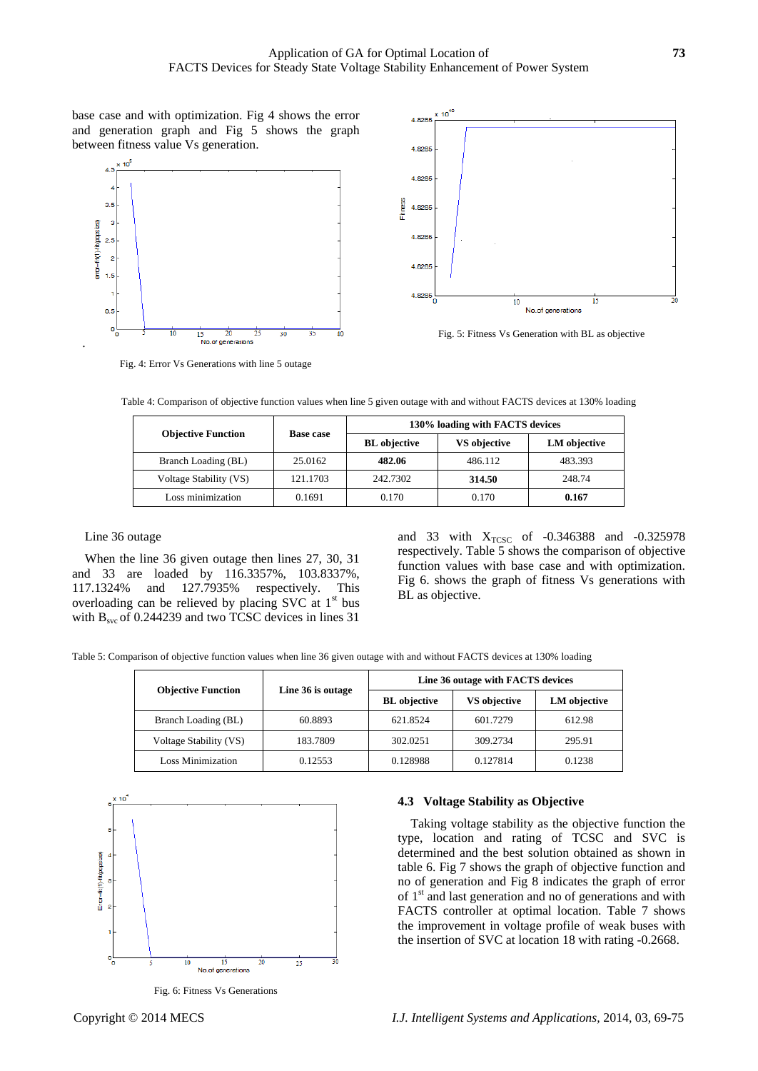base case and with optimization. Fig 4 shows the error and generation graph and Fig 5 shows the graph between fitness value Vs generation.

Fig. 4: Error Vs Generations with line 5 outage

Fig. 5: Fitness Vs Generation with BL as objective

Table 4: Comparison of objective function values when line 5 given outage with and without FACTS devices at 130% loading

| Objective Function | Base case | 130% loading with FACTS devices | | |
|---|---|---|---|---|
| | | BL objective | VS objective | LM objective |
| Branch Loading (BL) | 25.0162 | **482.06** | 486.112 | 483.393 |
| Voltage Stability (VS) | 121.1703 | 242.7302 | **314.50** | 248.74 |
| Loss minimization | 0.1691 | 0.170 | 0.170 | **0.167** |

Line 36 outage

When the line 36 given outage then lines 27, 30, 31 and 33 are loaded by 116.3357%, 103.8337%, 117.1324% and 127.7935% respectively. This overloading can be relieved by placing SVC at 1[st] bus with $B_{svc}$ of 0.244239 and two TCSC devices in lines 31 and 33 with $X_{TCSC}$ of -0.346388 and -0.325978 respectively. Table 5 shows the comparison of objective function values with base case and with optimization. Fig 6. shows the graph of fitness Vs generations with BL as objective.

Table 5: Comparison of objective function values when line 36 given outage with and without FACTS devices at 130% loading

| Objective Function | Line 36 is outage | Line 36 outage with FACTS devices | | |
|---|---|---|---|---|
| | | BL objective | VS objective | LM objective |
| Branch Loading (BL) | 60.8893 | 621.8524 | 601.7279 | 612.98 |
| Voltage Stability (VS) | 183.7809 | 302.0251 | 309.2734 | 295.91 |
| Loss Minimization | 0.12553 | 0.128988 | 0.127814 | 0.1238 |

Fig. 6: Fitness Vs Generations

### 4.3 Voltage Stability as Objective

Taking voltage stability as the objective function the type, location and rating of TCSC and SVC is determined and the best solution obtained as shown in table 6. Fig 7 shows the graph of objective function and no of generation and Fig 8 indicates the graph of error of 1[st] and last generation and no of generations and with FACTS controller at optimal location. Table 7 shows the improvement in voltage profile of weak buses with the insertion of SVC at location 18 with rating -0.2668.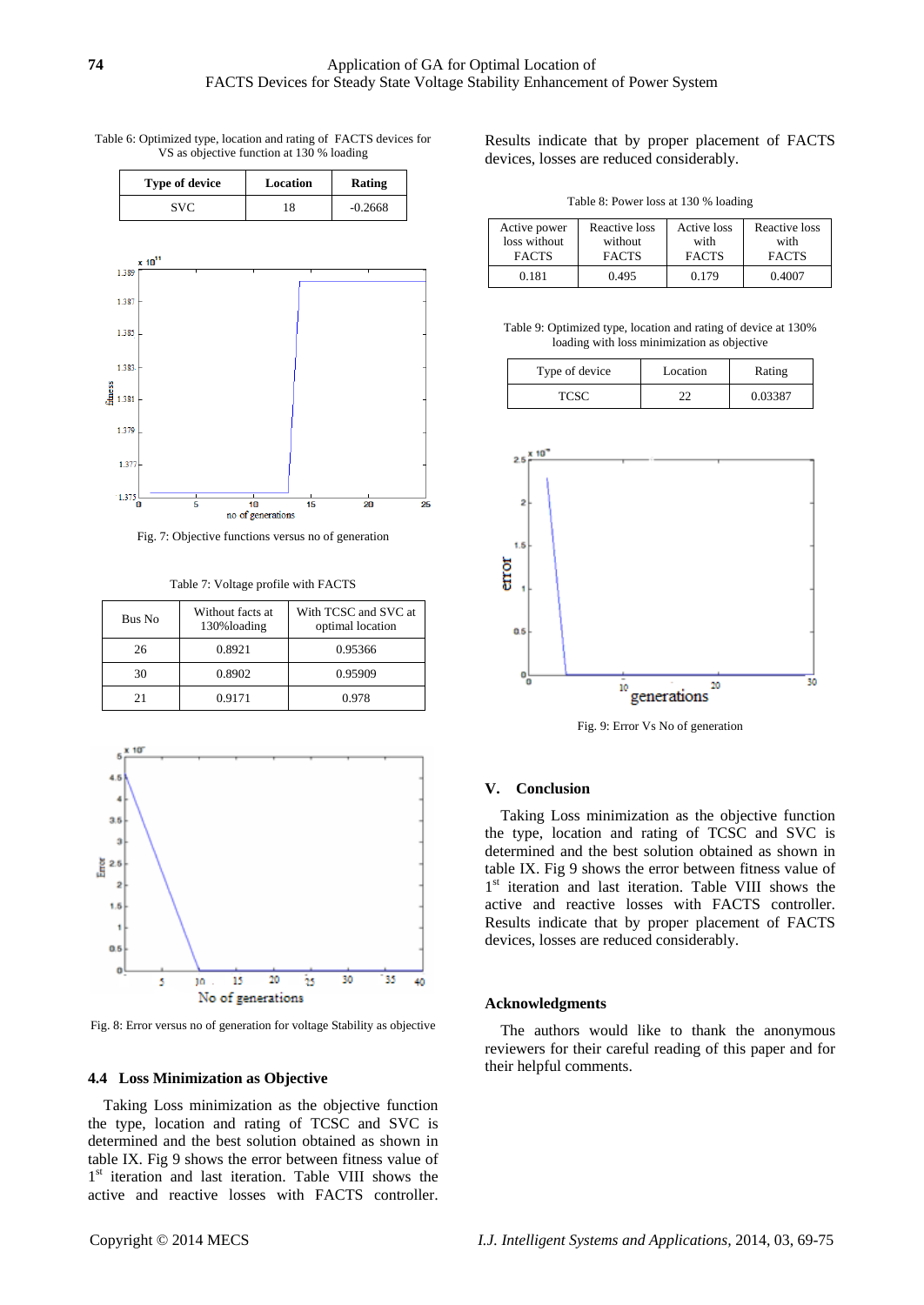Table 6: Optimized type, location and rating of FACTS devices for VS as objective function at 130 % loading

| Type of device | Location | Rating |
|---|---|---|
| SVC | 18 | -0.2668 |

Fig. 7: Objective functions versus no of generation

Table 7: Voltage profile with FACTS

| Bus No | Without facts at 130%loading | With TCSC and SVC at optimal location |
|---|---|---|
| 26 | 0.8921 | 0.95366 |
| 30 | 0.8902 | 0.95909 |
| 21 | 0.9171 | 0.978 |

Fig. 8: Error versus no of generation for voltage Stability as objective

### 4.4 Loss Minimization as Objective

Taking Loss minimization as the objective function the type, location and rating of TCSC and SVC is determined and the best solution obtained as shown in table IX. Fig 9 shows the error between fitness value of 1st iteration and last iteration. Table VIII shows the active and reactive losses with FACTS controller. Results indicate that by proper placement of FACTS devices, losses are reduced considerably.

Table 8: Power loss at 130 % loading

| Active power loss without FACTS | Reactive loss without FACTS | Active loss with FACTS | Reactive loss with FACTS |
|---|---|---|---|
| 0.181 | 0.495 | 0.179 | 0.4007 |

Table 9: Optimized type, location and rating of device at 130% loading with loss minimization as objective

| Type of device | Location | Rating |
|---|---|---|
| TCSC | 22 | 0.03387 |

Fig. 9: Error Vs No of generation

## V. Conclusion

Taking Loss minimization as the objective function the type, location and rating of TCSC and SVC is determined and the best solution obtained as shown in table IX. Fig 9 shows the error between fitness value of 1st iteration and last iteration. Table VIII shows the active and reactive losses with FACTS controller. Results indicate that by proper placement of FACTS devices, losses are reduced considerably.

## Acknowledgments

The authors would like to thank the anonymous reviewers for their careful reading of this paper and for their helpful comments.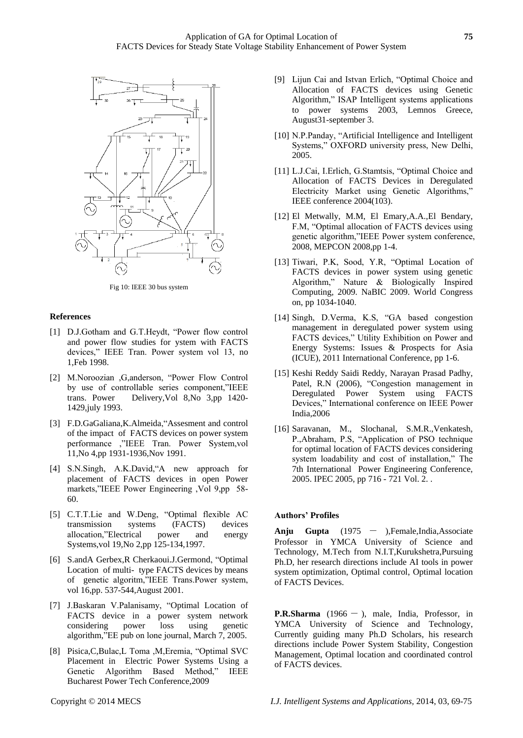Fig 10: IEEE 30 bus system

## References

[1] D.J.Gotham and G.T.Heydt, "Power flow control and power flow studies for ystem with FACTS devices," IEEE Tran. Power system vol 13, no 1,Feb 1998.

[2] M.Noroozian ,G,anderson, "Power Flow Control by use of controllable series component,"IEEE trans. Power Delivery,Vol 8,No 3,pp 1420-1429,july 1993.

[3] F.D.GaGaliana,K.Almeida,"Assesment and control of the impact of FACTS devices on power system performance ,"IEEE Tran. Power System,vol 11,No 4,pp 1931-1936,Nov 1991.

[4] S.N.Singh, A.K.David,"A new approach for placement of FACTS devices in open Power markets,"IEEE Power Engineering ,Vol 9,pp 58-60.

[5] C.T.T.Lie and W.Deng, "Optimal flexible AC transmission systems (FACTS) devices allocation,"Electrical power and energy Systems,vol 19,No 2,pp 125-134,1997.

[6] S.andA Gerbex,R Cherkaoui.J.Germond, "Optimal Location of multi- type FACTS devices by means of genetic algoritm,"IEEE Trans.Power system, vol 16,pp. 537-544,August 2001.

[7] J.Baskaran V.Palanisamy, "Optimal Location of FACTS device in a power system network considering power loss using genetic algorithm,"EE pub on lone journal, March 7, 2005.

[8] Pisica,C,Bulac,L Toma ,M,Eremia, "Optimal SVC Placement in Electric Power Systems Using a Genetic Algorithm Based Method," IEEE Bucharest Power Tech Conference,2009

[9] Lijun Cai and Istvan Erlich, "Optimal Choice and Allocation of FACTS devices using Genetic Algorithm," ISAP Intelligent systems applications to power systems 2003, Lemnos Greece, August31-september 3.

[10] N.P.Panday, "Artificial Intelligence and Intelligent Systems," OXFORD university press, New Delhi, 2005.

[11] L.J.Cai, I.Erlich, G.Stamtsis, "Optimal Choice and Allocation of FACTS Devices in Deregulated Electricity Market using Genetic Algorithms," IEEE conference 2004(103).

[12] El Metwally, M.M, El Emary,A.A.,El Bendary, F.M, "Optimal allocation of FACTS devices using genetic algorithm,"IEEE Power system conference, 2008, MEPCON 2008,pp 1-4.

[13] Tiwari, P.K, Sood, Y.R, "Optimal Location of FACTS devices in power system using genetic Algorithm," Nature & Biologically Inspired Computing, 2009. NaBIC 2009. World Congress on, pp 1034-1040.

[14] Singh, D.Verma, K.S, "GA based congestion management in deregulated power system using FACTS devices," Utility Exhibition on Power and Energy Systems: Issues & Prospects for Asia (ICUE), 2011 International Conference, pp 1-6.

[15] Keshi Reddy Saidi Reddy, Narayan Prasad Padhy, Patel, R.N (2006), "Congestion management in Deregulated Power System using FACTS Devices," International conference on IEEE Power India,2006

[16] Saravanan, M., Slochanal, S.M.R.,Venkatesh, P.,Abraham, P.S, "Application of PSO technique for optimal location of FACTS devices considering system loadability and cost of installation," The 7th International Power Engineering Conference, 2005. IPEC 2005, pp 716 - 721 Vol. 2. .

## Authors' Profiles

**Anju Gupta** (1975 － ),Female,India,Associate Professor in YMCA University of Science and Technology, M.Tech from N.I.T,Kurukshetra,Pursuing Ph.D, her research directions include AI tools in power system optimization, Optimal control, Optimal location of FACTS Devices.

**P.R.Sharma** (1966 － ), male, India, Professor, in YMCA University of Science and Technology, Currently guiding many Ph.D Scholars, his research directions include Power System Stability, Congestion Management, Optimal location and coordinated control of FACTS devices.